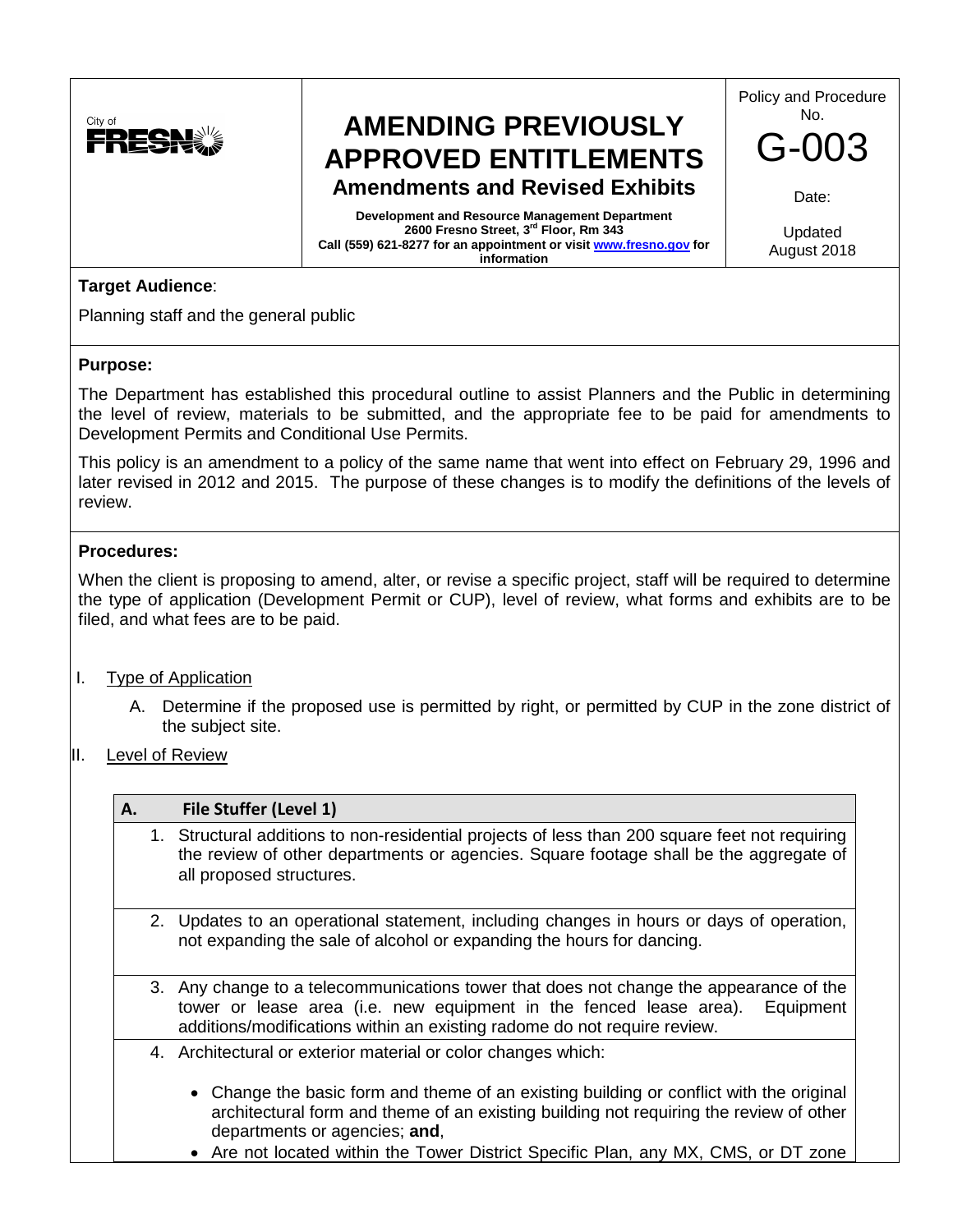City of FRESNO

# AMENDING PREVIOUSLY APPROVED ENTITLEMENTS

## Amendments and Revised Exhibits

**Development and Resource Management Department**
**2600 Fresno Street, 3rd Floor, Rm 343**
**Call (559) 621-8277 for an appointment or visit [www.fresno.gov](http://www.fresno.gov) for information**

Policy and Procedure No.

G-003

Date:

Updated August 2018

**Target Audience**:

Planning staff and the general public

**Purpose:**

The Department has established this procedural outline to assist Planners and the Public in determining the level of review, materials to be submitted, and the appropriate fee to be paid for amendments to Development Permits and Conditional Use Permits.

This policy is an amendment to a policy of the same name that went into effect on February 29, 1996 and later revised in 2012 and 2015. The purpose of these changes is to modify the definitions of the levels of review.

**Procedures:**

When the client is proposing to amend, alter, or revise a specific project, staff will be required to determine the type of application (Development Permit or CUP), level of review, what forms and exhibits are to be filed, and what fees are to be paid.

I. Type of Application

   A. Determine if the proposed use is permitted by right, or permitted by CUP in the zone district of the subject site.

II. Level of Review

| **A. File Stuffer (Level 1)** |
| --- |
| 1. Structural additions to non-residential projects of less than 200 square feet not requiring the review of other departments or agencies. Square footage shall be the aggregate of all proposed structures. |
| 2. Updates to an operational statement, including changes in hours or days of operation, not expanding the sale of alcohol or expanding the hours for dancing. |
| 3. Any change to a telecommunications tower that does not change the appearance of the tower or lease area (i.e. new equipment in the fenced lease area). Equipment additions/modifications within an existing radome do not require review. |
| 4. Architectural or exterior material or color changes which: <br>• Change the basic form and theme of an existing building or conflict with the original architectural form and theme of an existing building not requiring the review of other departments or agencies; **and**, <br>• Are not located within the Tower District Specific Plan, any MX, CMS, or DT zone |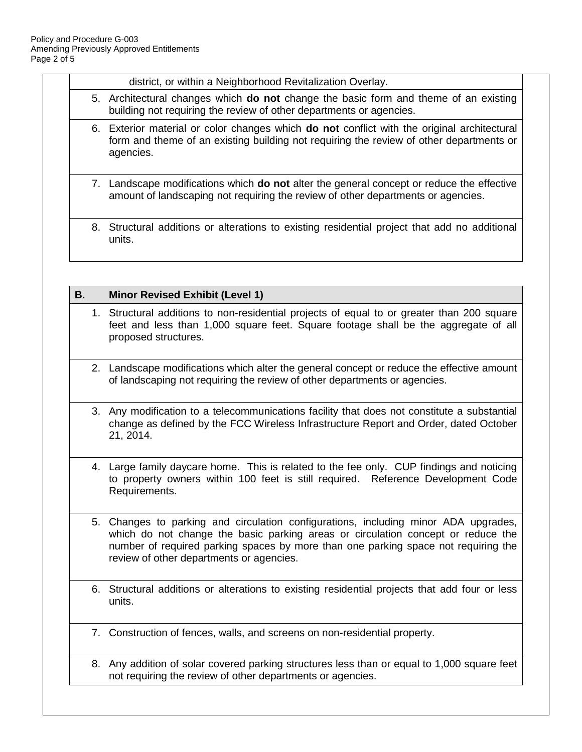district, or within a Neighborhood Revitalization Overlay.

5. Architectural changes which **do not** change the basic form and theme of an existing building not requiring the review of other departments or agencies.
6. Exterior material or color changes which **do not** conflict with the original architectural form and theme of an existing building not requiring the review of other departments or agencies.
7. Landscape modifications which **do not** alter the general concept or reduce the effective amount of landscaping not requiring the review of other departments or agencies.
8. Structural additions or alterations to existing residential project that add no additional units.

| B. | Minor Revised Exhibit (Level 1) |
|---|---|
| 1. | Structural additions to non-residential projects of equal to or greater than 200 square feet and less than 1,000 square feet. Square footage shall be the aggregate of all proposed structures. |
| 2. | Landscape modifications which alter the general concept or reduce the effective amount of landscaping not requiring the review of other departments or agencies. |
| 3. | Any modification to a telecommunications facility that does not constitute a substantial change as defined by the FCC Wireless Infrastructure Report and Order, dated October 21, 2014. |
| 4. | Large family daycare home. This is related to the fee only. CUP findings and noticing to property owners within 100 feet is still required. Reference Development Code Requirements. |
| 5. | Changes to parking and circulation configurations, including minor ADA upgrades, which do not change the basic parking areas or circulation concept or reduce the number of required parking spaces by more than one parking space not requiring the review of other departments or agencies. |
| 6. | Structural additions or alterations to existing residential projects that add four or less units. |
| 7. | Construction of fences, walls, and screens on non-residential property. |
| 8. | Any addition of solar covered parking structures less than or equal to 1,000 square feet not requiring the review of other departments or agencies. |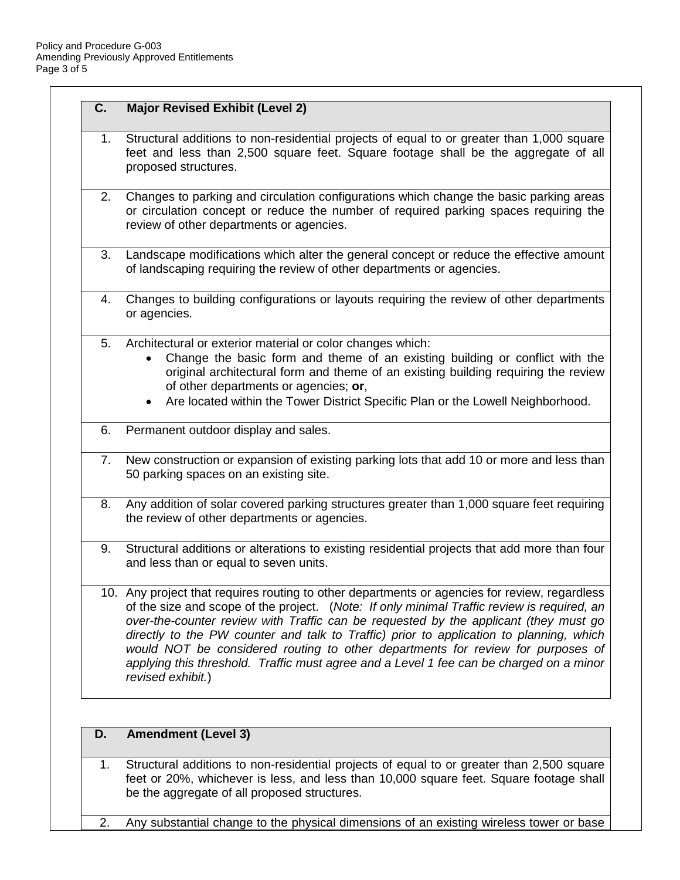| C. | Major Revised Exhibit (Level 2) |
|---|---|
| 1. | Structural additions to non-residential projects of equal to or greater than 1,000 square feet and less than 2,500 square feet. Square footage shall be the aggregate of all proposed structures. |
| 2. | Changes to parking and circulation configurations which change the basic parking areas or circulation concept or reduce the number of required parking spaces requiring the review of other departments or agencies. |
| 3. | Landscape modifications which alter the general concept or reduce the effective amount of landscaping requiring the review of other departments or agencies. |
| 4. | Changes to building configurations or layouts requiring the review of other departments or agencies. |
| 5. | Architectural or exterior material or color changes which: <br>• Change the basic form and theme of an existing building or conflict with the original architectural form and theme of an existing building requiring the review of other departments or agencies; **or**, <br>• Are located within the Tower District Specific Plan or the Lowell Neighborhood. |
| 6. | Permanent outdoor display and sales. |
| 7. | New construction or expansion of existing parking lots that add 10 or more and less than 50 parking spaces on an existing site. |
| 8. | Any addition of solar covered parking structures greater than 1,000 square feet requiring the review of other departments or agencies. |
| 9. | Structural additions or alterations to existing residential projects that add more than four and less than or equal to seven units. |
| 10. | Any project that requires routing to other departments or agencies for review, regardless of the size and scope of the project. (*Note: If only minimal Traffic review is required, an over-the-counter review with Traffic can be requested by the applicant (they must go directly to the PW counter and talk to Traffic) prior to application to planning, which would NOT be considered routing to other departments for review for purposes of applying this threshold. Traffic must agree and a Level 1 fee can be charged on a minor revised exhibit.*) |

| D. | Amendment (Level 3) |
|---|---|
| 1. | Structural additions to non-residential projects of equal to or greater than 2,500 square feet or 20%, whichever is less, and less than 10,000 square feet. Square footage shall be the aggregate of all proposed structures. |
| 2. | Any substantial change to the physical dimensions of an existing wireless tower or base |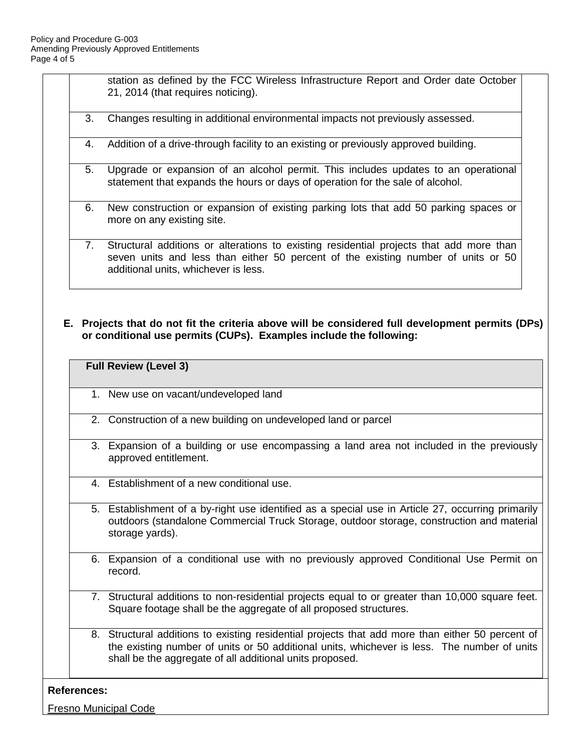| |
|---|
| station as defined by the FCC Wireless Infrastructure Report and Order date October 21, 2014 (that requires noticing). |
| 3. Changes resulting in additional environmental impacts not previously assessed. |
| 4. Addition of a drive-through facility to an existing or previously approved building. |
| 5. Upgrade or expansion of an alcohol permit. This includes updates to an operational statement that expands the hours or days of operation for the sale of alcohol. |
| 6. New construction or expansion of existing parking lots that add 50 parking spaces or more on any existing site. |
| 7. Structural additions or alterations to existing residential projects that add more than seven units and less than either 50 percent of the existing number of units or 50 additional units, whichever is less. |

**E. Projects that do not fit the criteria above will be considered full development permits (DPs) or conditional use permits (CUPs). Examples include the following:**

| **Full Review (Level 3)** |
|---|
| 1. New use on vacant/undeveloped land |
| 2. Construction of a new building on undeveloped land or parcel |
| 3. Expansion of a building or use encompassing a land area not included in the previously approved entitlement. |
| 4. Establishment of a new conditional use. |
| 5. Establishment of a by-right use identified as a special use in Article 27, occurring primarily outdoors (standalone Commercial Truck Storage, outdoor storage, construction and material storage yards). |
| 6. Expansion of a conditional use with no previously approved Conditional Use Permit on record. |
| 7. Structural additions to non-residential projects equal to or greater than 10,000 square feet. Square footage shall be the aggregate of all proposed structures. |
| 8. Structural additions to existing residential projects that add more than either 50 percent of the existing number of units or 50 additional units, whichever is less. The number of units shall be the aggregate of all additional units proposed. |

**References:**

Fresno Municipal Code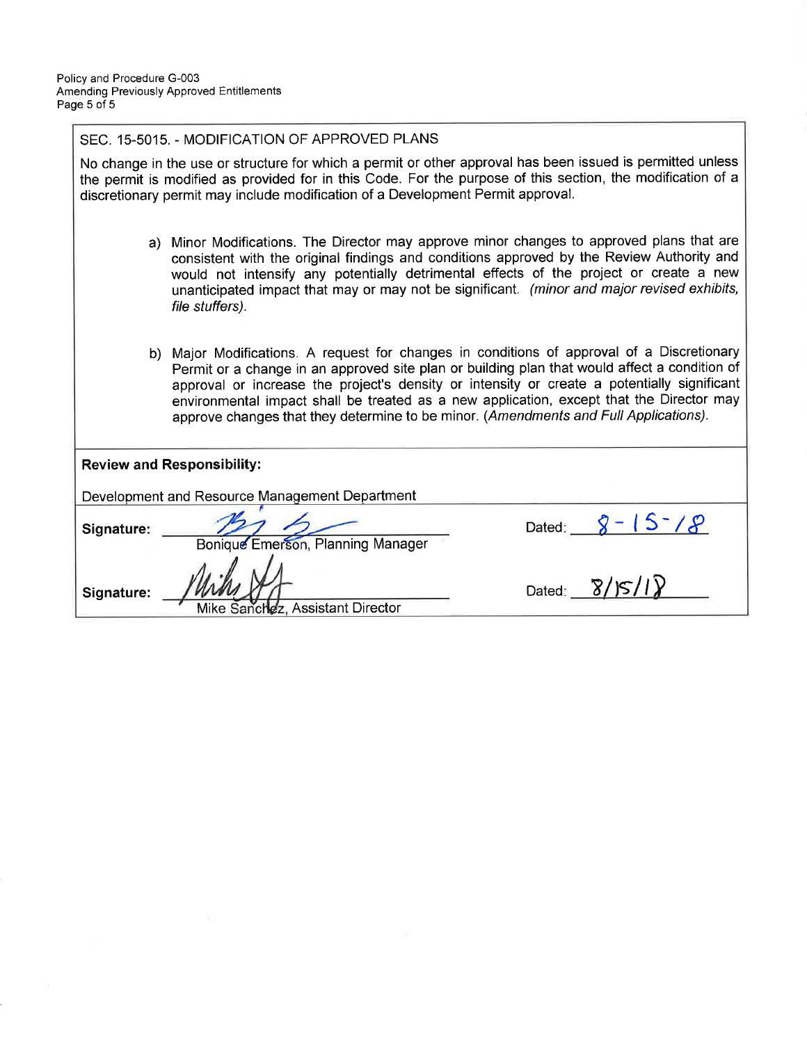SEC. 15-5015. - MODIFICATION OF APPROVED PLANS

No change in the use or structure for which a permit or other approval has been issued is permitted unless the permit is modified as provided for in this Code. For the purpose of this section, the modification of a discretionary permit may include modification of a Development Permit approval.

a) Minor Modifications. The Director may approve minor changes to approved plans that are consistent with the original findings and conditions approved by the Review Authority and would not intensify any potentially detrimental effects of the project or create a new unanticipated impact that may or may not be significant. *(minor and major revised exhibits, file stuffers).*

b) Major Modifications. A request for changes in conditions of approval of a Discretionary Permit or a change in an approved site plan or building plan that would affect a condition of approval or increase the project's density or intensity or create a potentially significant environmental impact shall be treated as a new application, except that the Director may approve changes that they determine to be minor. *(Amendments and Full Applications).*

**Review and Responsibility:**

Development and Resource Management Department

**Signature:** _______________ Bonique Emerson, Planning Manager — Dated: 8-15-18

**Signature:** _______________ Mike Sanchez, Assistant Director — Dated: 8/15/18